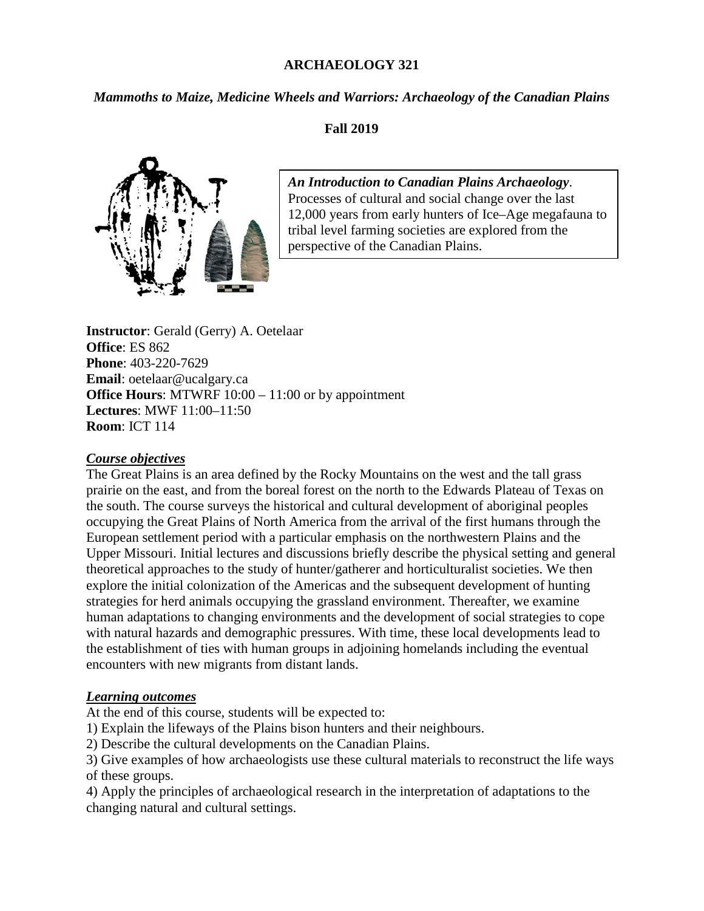# ARCHAEOLOGY 321

## *Mammoths to Maize, Medicine Wheels and Warriors: Archaeology of the Canadian Plains*

**Fall 2019**

***An Introduction to Canadian Plains Archaeology***. Processes of cultural and social change over the last 12,000 years from early hunters of Ice–Age megafauna to tribal level farming societies are explored from the perspective of the Canadian Plains.

**Instructor**: Gerald (Gerry) A. Oetelaar
**Office**: ES 862
**Phone**: 403-220-7629
**Email**: oetelaar@ucalgary.ca
**Office Hours**: MTWRF 10:00 – 11:00 or by appointment
**Lectures**: MWF 11:00–11:50
**Room**: ICT 114

### *Course objectives*

The Great Plains is an area defined by the Rocky Mountains on the west and the tall grass prairie on the east, and from the boreal forest on the north to the Edwards Plateau of Texas on the south. The course surveys the historical and cultural development of aboriginal peoples occupying the Great Plains of North America from the arrival of the first humans through the European settlement period with a particular emphasis on the northwestern Plains and the Upper Missouri. Initial lectures and discussions briefly describe the physical setting and general theoretical approaches to the study of hunter/gatherer and horticulturalist societies. We then explore the initial colonization of the Americas and the subsequent development of hunting strategies for herd animals occupying the grassland environment. Thereafter, we examine human adaptations to changing environments and the development of social strategies to cope with natural hazards and demographic pressures. With time, these local developments lead to the establishment of ties with human groups in adjoining homelands including the eventual encounters with new migrants from distant lands.

### *Learning outcomes*

At the end of this course, students will be expected to:

1) Explain the lifeways of the Plains bison hunters and their neighbours.
2) Describe the cultural developments on the Canadian Plains.
3) Give examples of how archaeologists use these cultural materials to reconstruct the life ways of these groups.
4) Apply the principles of archaeological research in the interpretation of adaptations to the changing natural and cultural settings.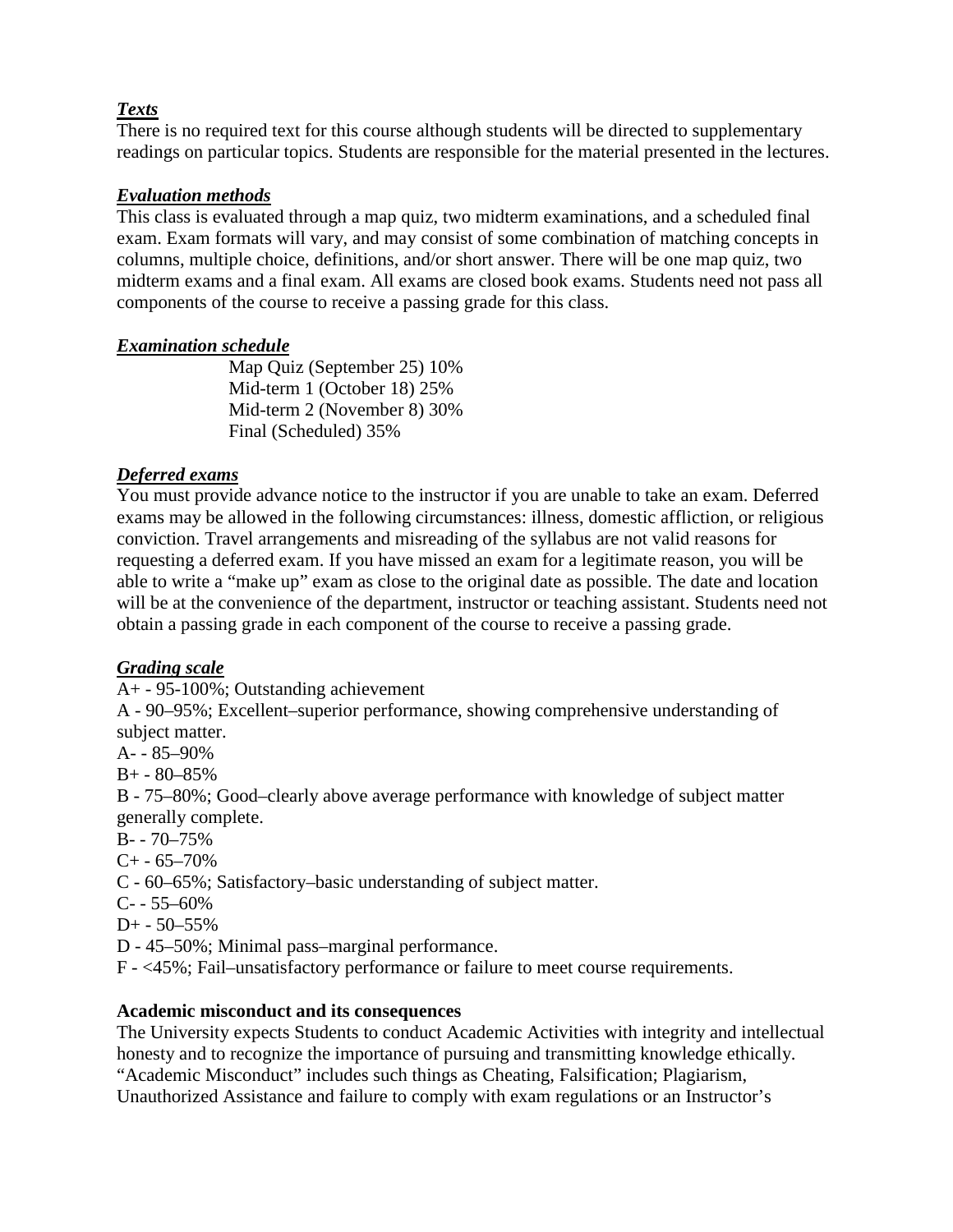### *Texts*

There is no required text for this course although students will be directed to supplementary readings on particular topics. Students are responsible for the material presented in the lectures.

### *Evaluation methods*

This class is evaluated through a map quiz, two midterm examinations, and a scheduled final exam. Exam formats will vary, and may consist of some combination of matching concepts in columns, multiple choice, definitions, and/or short answer. There will be one map quiz, two midterm exams and a final exam. All exams are closed book exams. Students need not pass all components of the course to receive a passing grade for this class.

### *Examination schedule*

Map Quiz (September 25) 10%
Mid-term 1 (October 18) 25%
Mid-term 2 (November 8) 30%
Final (Scheduled) 35%

### *Deferred exams*

You must provide advance notice to the instructor if you are unable to take an exam. Deferred exams may be allowed in the following circumstances: illness, domestic affliction, or religious conviction. Travel arrangements and misreading of the syllabus are not valid reasons for requesting a deferred exam. If you have missed an exam for a legitimate reason, you will be able to write a "make up" exam as close to the original date as possible. The date and location will be at the convenience of the department, instructor or teaching assistant. Students need not obtain a passing grade in each component of the course to receive a passing grade.

### *Grading scale*

A+ - 95-100%; Outstanding achievement
A - 90–95%; Excellent–superior performance, showing comprehensive understanding of subject matter.
A- - 85–90%
B+ - 80–85%
B - 75–80%; Good–clearly above average performance with knowledge of subject matter generally complete.
B- - 70–75%
C+ - 65–70%
C - 60–65%; Satisfactory–basic understanding of subject matter.
C- - 55–60%
D+ - 50–55%
D - 45–50%; Minimal pass–marginal performance.
F - <45%; Fail–unsatisfactory performance or failure to meet course requirements.

**Academic misconduct and its consequences**

The University expects Students to conduct Academic Activities with integrity and intellectual honesty and to recognize the importance of pursuing and transmitting knowledge ethically. "Academic Misconduct" includes such things as Cheating, Falsification; Plagiarism, Unauthorized Assistance and failure to comply with exam regulations or an Instructor's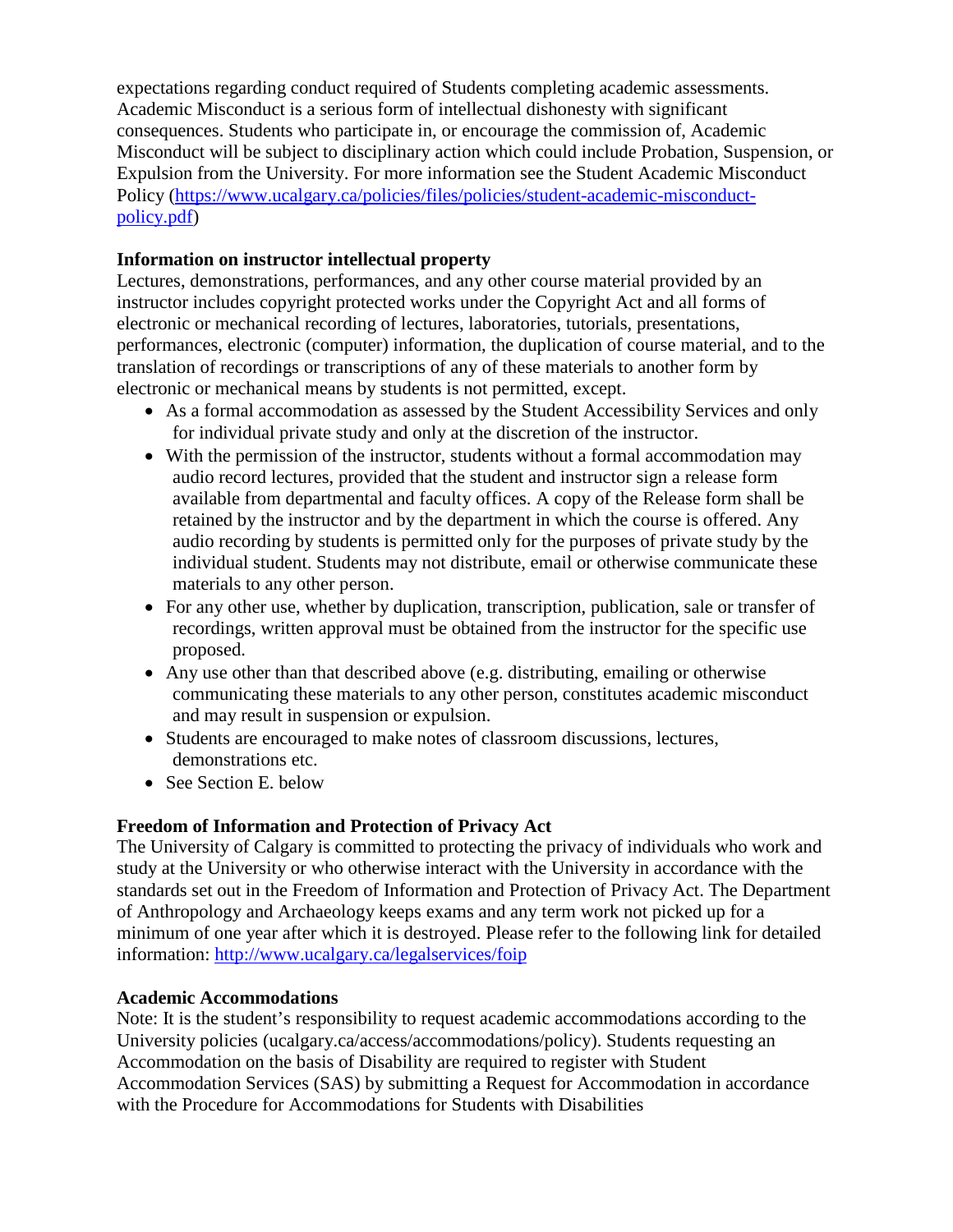expectations regarding conduct required of Students completing academic assessments. Academic Misconduct is a serious form of intellectual dishonesty with significant consequences. Students who participate in, or encourage the commission of, Academic Misconduct will be subject to disciplinary action which could include Probation, Suspension, or Expulsion from the University. For more information see the Student Academic Misconduct Policy (https://www.ucalgary.ca/policies/files/policies/student-academic-misconduct-policy.pdf)

**Information on instructor intellectual property**

Lectures, demonstrations, performances, and any other course material provided by an instructor includes copyright protected works under the Copyright Act and all forms of electronic or mechanical recording of lectures, laboratories, tutorials, presentations, performances, electronic (computer) information, the duplication of course material, and to the translation of recordings or transcriptions of any of these materials to another form by electronic or mechanical means by students is not permitted, except.

- As a formal accommodation as assessed by the Student Accessibility Services and only for individual private study and only at the discretion of the instructor.
- With the permission of the instructor, students without a formal accommodation may audio record lectures, provided that the student and instructor sign a release form available from departmental and faculty offices. A copy of the Release form shall be retained by the instructor and by the department in which the course is offered. Any audio recording by students is permitted only for the purposes of private study by the individual student. Students may not distribute, email or otherwise communicate these materials to any other person.
- For any other use, whether by duplication, transcription, publication, sale or transfer of recordings, written approval must be obtained from the instructor for the specific use proposed.
- Any use other than that described above (e.g. distributing, emailing or otherwise communicating these materials to any other person, constitutes academic misconduct and may result in suspension or expulsion.
- Students are encouraged to make notes of classroom discussions, lectures, demonstrations etc.
- See Section E. below

**Freedom of Information and Protection of Privacy Act**

The University of Calgary is committed to protecting the privacy of individuals who work and study at the University or who otherwise interact with the University in accordance with the standards set out in the Freedom of Information and Protection of Privacy Act. The Department of Anthropology and Archaeology keeps exams and any term work not picked up for a minimum of one year after which it is destroyed. Please refer to the following link for detailed information: http://www.ucalgary.ca/legalservices/foip

**Academic Accommodations**

Note: It is the student's responsibility to request academic accommodations according to the University policies (ucalgary.ca/access/accommodations/policy). Students requesting an Accommodation on the basis of Disability are required to register with Student Accommodation Services (SAS) by submitting a Request for Accommodation in accordance with the Procedure for Accommodations for Students with Disabilities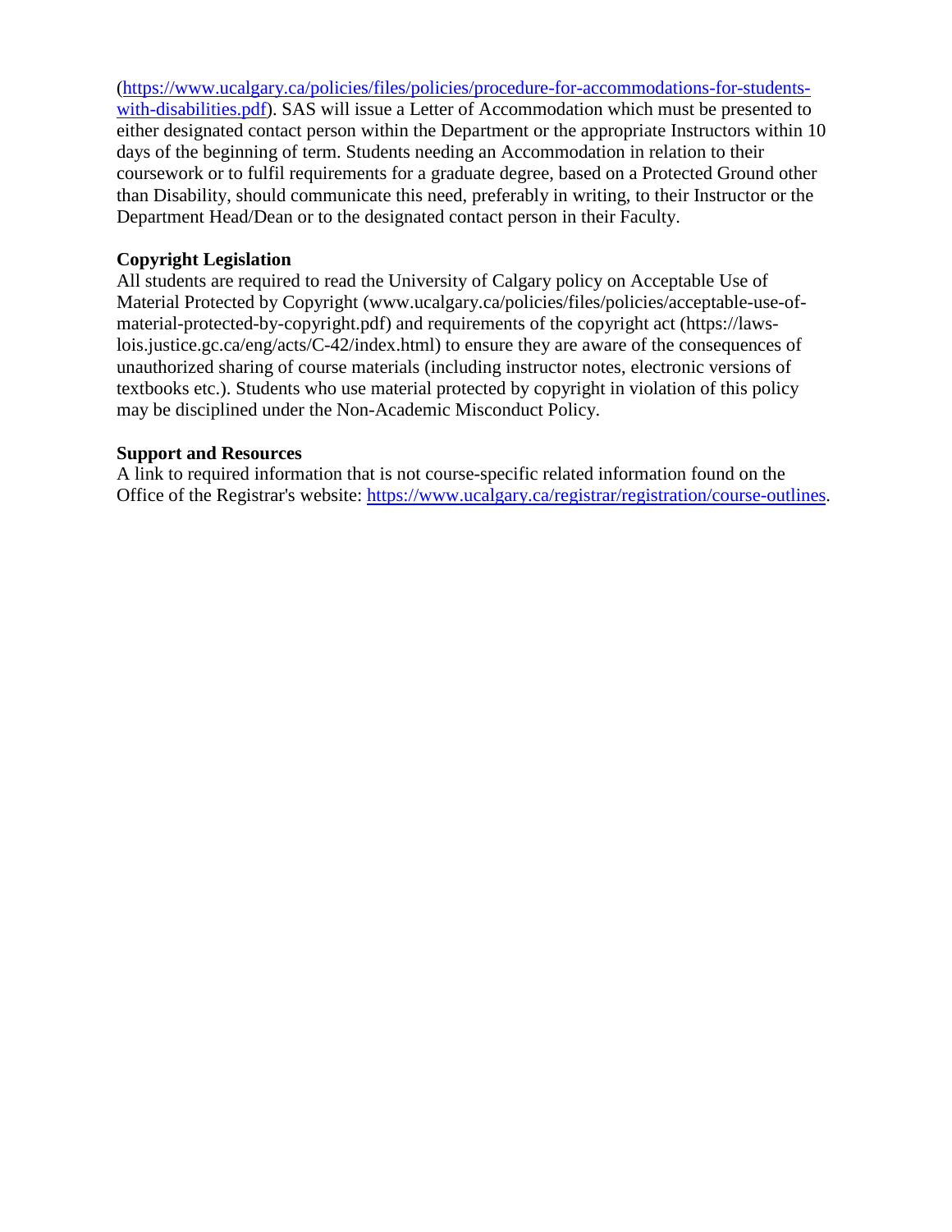(https://www.ucalgary.ca/policies/files/policies/procedure-for-accommodations-for-students-with-disabilities.pdf). SAS will issue a Letter of Accommodation which must be presented to either designated contact person within the Department or the appropriate Instructors within 10 days of the beginning of term. Students needing an Accommodation in relation to their coursework or to fulfil requirements for a graduate degree, based on a Protected Ground other than Disability, should communicate this need, preferably in writing, to their Instructor or the Department Head/Dean or to the designated contact person in their Faculty.

**Copyright Legislation**
All students are required to read the University of Calgary policy on Acceptable Use of Material Protected by Copyright (www.ucalgary.ca/policies/files/policies/acceptable-use-of-material-protected-by-copyright.pdf) and requirements of the copyright act (https://laws-lois.justice.gc.ca/eng/acts/C-42/index.html) to ensure they are aware of the consequences of unauthorized sharing of course materials (including instructor notes, electronic versions of textbooks etc.). Students who use material protected by copyright in violation of this policy may be disciplined under the Non-Academic Misconduct Policy.

**Support and Resources**
A link to required information that is not course-specific related information found on the Office of the Registrar's website: https://www.ucalgary.ca/registrar/registration/course-outlines.